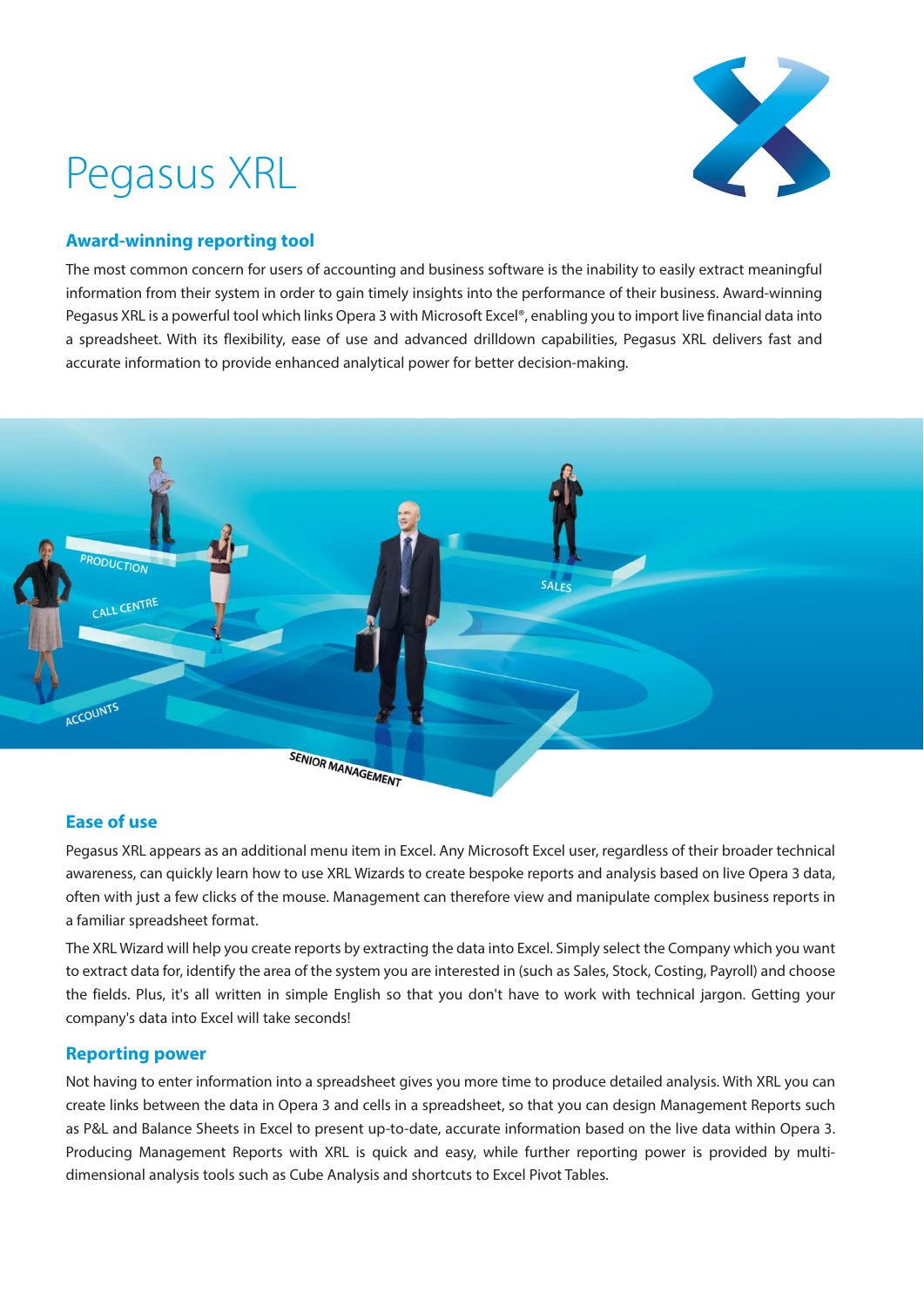# Pegasus XRL

## Award-winning reporting tool

The most common concern for users of accounting and business software is the inability to easily extract meaningful information from their system in order to gain timely insights into the performance of their business. Award-winning Pegasus XRL is a powerful tool which links Opera 3 with Microsoft Excel®, enabling you to import live financial data into a spreadsheet. With its flexibility, ease of use and advanced drilldown capabilities, Pegasus XRL delivers fast and accurate information to provide enhanced analytical power for better decision-making.

## Ease of use

Pegasus XRL appears as an additional menu item in Excel. Any Microsoft Excel user, regardless of their broader technical awareness, can quickly learn how to use XRL Wizards to create bespoke reports and analysis based on live Opera 3 data, often with just a few clicks of the mouse. Management can therefore view and manipulate complex business reports in a familiar spreadsheet format.

The XRL Wizard will help you create reports by extracting the data into Excel. Simply select the Company which you want to extract data for, identify the area of the system you are interested in (such as Sales, Stock, Costing, Payroll) and choose the fields. Plus, it's all written in simple English so that you don't have to work with technical jargon. Getting your company's data into Excel will take seconds!

## Reporting power

Not having to enter information into a spreadsheet gives you more time to produce detailed analysis. With XRL you can create links between the data in Opera 3 and cells in a spreadsheet, so that you can design Management Reports such as P&L and Balance Sheets in Excel to present up-to-date, accurate information based on the live data within Opera 3. Producing Management Reports with XRL is quick and easy, while further reporting power is provided by multi-dimensional analysis tools such as Cube Analysis and shortcuts to Excel Pivot Tables.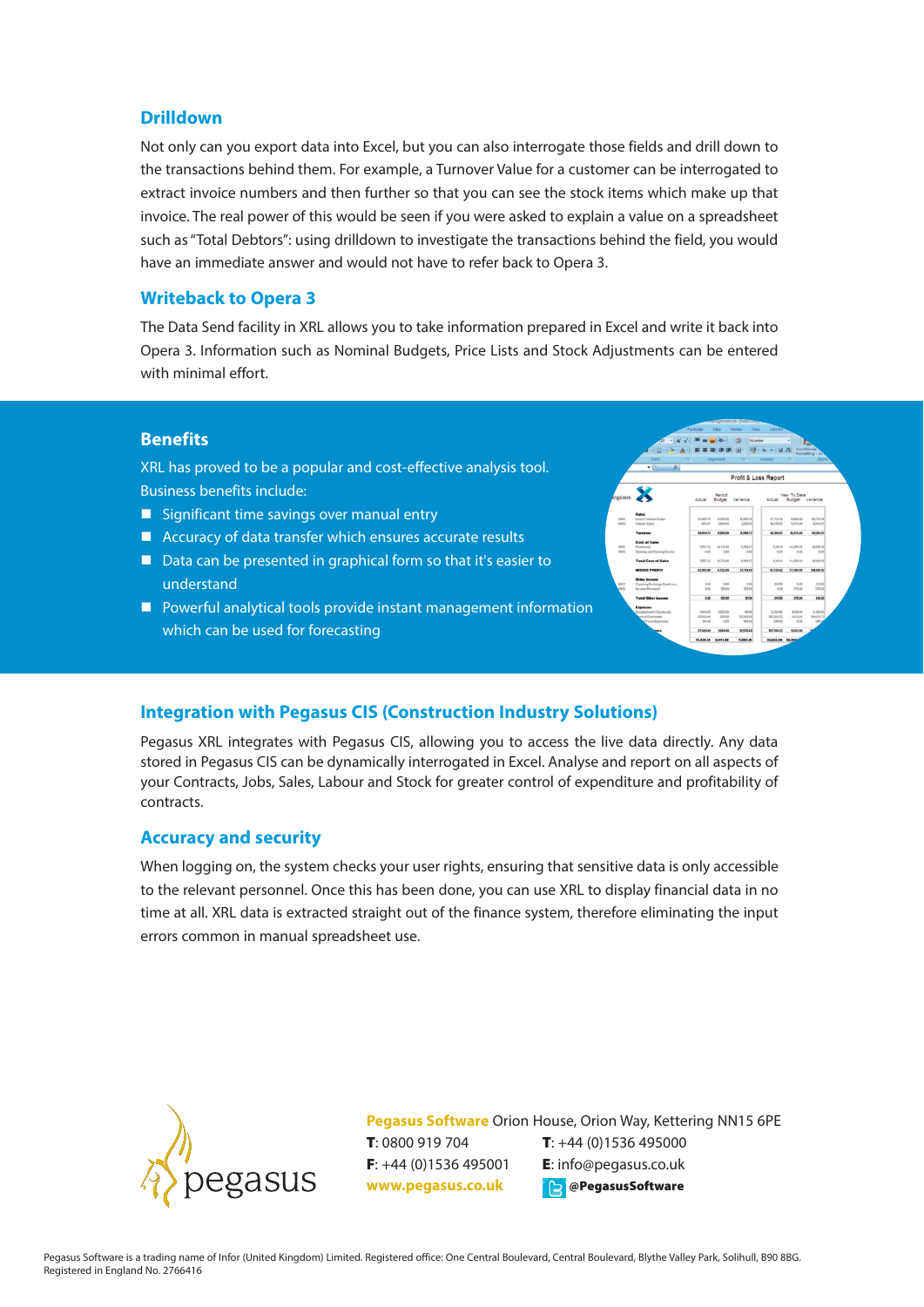## Drilldown

Not only can you export data into Excel, but you can also interrogate those fields and drill down to the transactions behind them. For example, a Turnover Value for a customer can be interrogated to extract invoice numbers and then further so that you can see the stock items which make up that invoice. The real power of this would be seen if you were asked to explain a value on a spreadsheet such as "Total Debtors": using drilldown to investigate the transactions behind the field, you would have an immediate answer and would not have to refer back to Opera 3.

## Writeback to Opera 3

The Data Send facility in XRL allows you to take information prepared in Excel and write it back into Opera 3. Information such as Nominal Budgets, Price Lists and Stock Adjustments can be entered with minimal effort.

## Benefits

XRL has proved to be a popular and cost-effective analysis tool. Business benefits include:

- Significant time savings over manual entry
- Accuracy of data transfer which ensures accurate results
- Data can be presented in graphical form so that it's easier to understand
- Powerful analytical tools provide instant management information which can be used for forecasting

## Integration with Pegasus CIS (Construction Industry Solutions)

Pegasus XRL integrates with Pegasus CIS, allowing you to access the live data directly. Any data stored in Pegasus CIS can be dynamically interrogated in Excel. Analyse and report on all aspects of your Contracts, Jobs, Sales, Labour and Stock for greater control of expenditure and profitability of contracts.

## Accuracy and security

When logging on, the system checks your user rights, ensuring that sensitive data is only accessible to the relevant personnel. Once this has been done, you can use XRL to display financial data in no time at all. XRL data is extracted straight out of the finance system, therefore eliminating the input errors common in manual spreadsheet use.

**Pegasus Software** Orion House, Orion Way, Kettering NN15 6PE

**T**: 0800 919 704
**T**: +44 (0)1536 495000
**F**: +44 (0)1536 495001
**E**: info@pegasus.co.uk
**www.pegasus.co.uk**
**@PegasusSoftware**

Pegasus Software is a trading name of Infor (United Kingdom) Limited. Registered office: One Central Boulevard, Central Boulevard, Blythe Valley Park, Solihull, B90 8BG. Registered in England No. 2766416